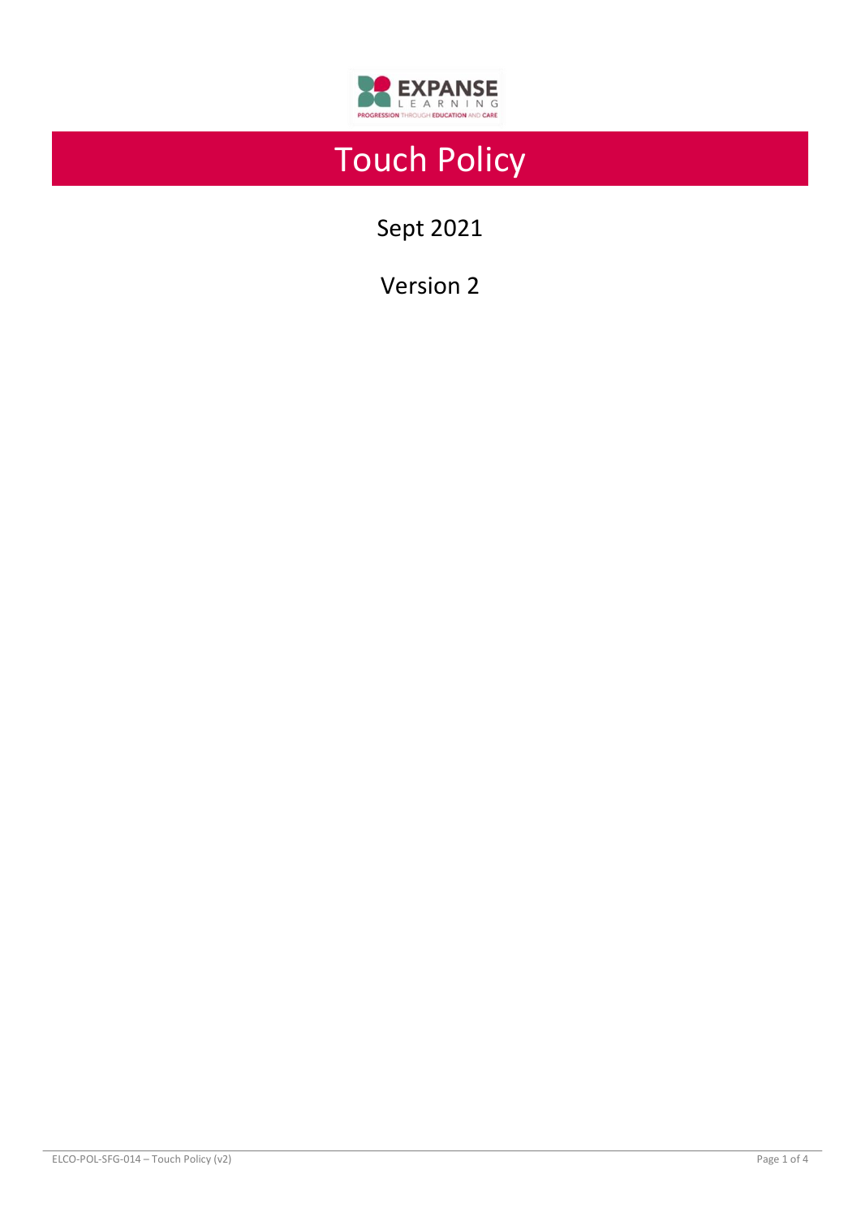# Touch Policy

Sept 2021

Version 2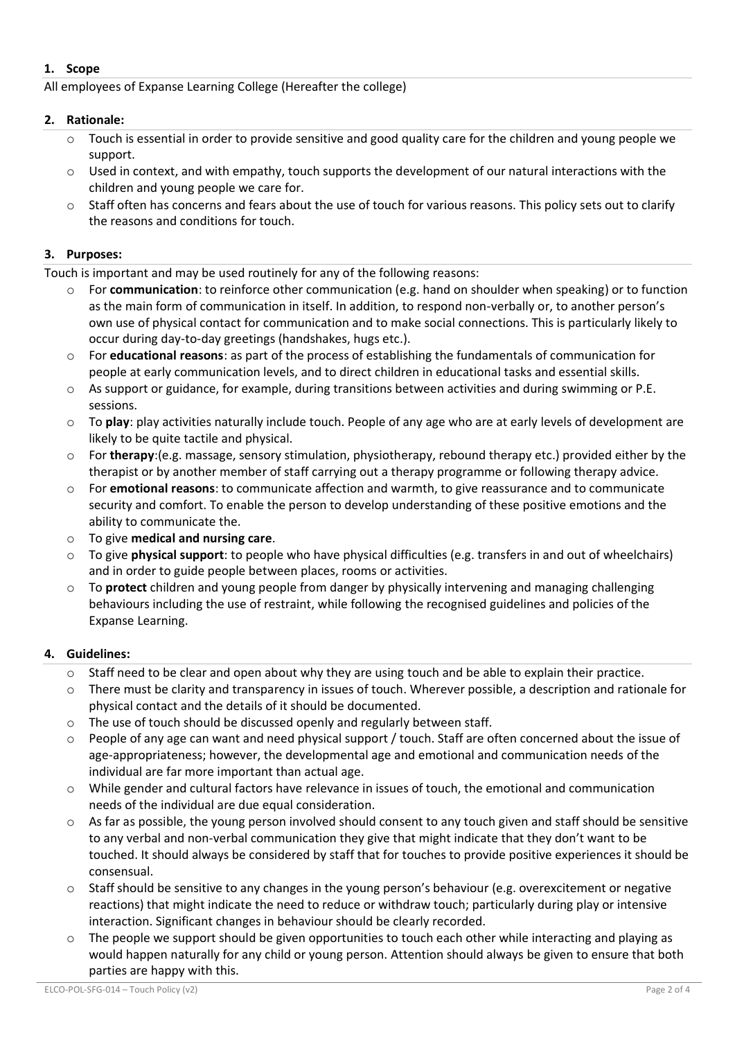## 1. Scope

All employees of Expanse Learning College (Hereafter the college)

## 2. Rationale:

- Touch is essential in order to provide sensitive and good quality care for the children and young people we support.
- Used in context, and with empathy, touch supports the development of our natural interactions with the children and young people we care for.
- Staff often has concerns and fears about the use of touch for various reasons. This policy sets out to clarify the reasons and conditions for touch.

## 3. Purposes:

Touch is important and may be used routinely for any of the following reasons:

- For **communication**: to reinforce other communication (e.g. hand on shoulder when speaking) or to function as the main form of communication in itself. In addition, to respond non-verbally or, to another person's own use of physical contact for communication and to make social connections. This is particularly likely to occur during day-to-day greetings (handshakes, hugs etc.).
- For **educational reasons**: as part of the process of establishing the fundamentals of communication for people at early communication levels, and to direct children in educational tasks and essential skills.
- As support or guidance, for example, during transitions between activities and during swimming or P.E. sessions.
- To **play**: play activities naturally include touch. People of any age who are at early levels of development are likely to be quite tactile and physical.
- For **therapy**:(e.g. massage, sensory stimulation, physiotherapy, rebound therapy etc.) provided either by the therapist or by another member of staff carrying out a therapy programme or following therapy advice.
- For **emotional reasons**: to communicate affection and warmth, to give reassurance and to communicate security and comfort. To enable the person to develop understanding of these positive emotions and the ability to communicate the.
- To give **medical and nursing care**.
- To give **physical support**: to people who have physical difficulties (e.g. transfers in and out of wheelchairs) and in order to guide people between places, rooms or activities.
- To **protect** children and young people from danger by physically intervening and managing challenging behaviours including the use of restraint, while following the recognised guidelines and policies of the Expanse Learning.

## 4. Guidelines:

- Staff need to be clear and open about why they are using touch and be able to explain their practice.
- There must be clarity and transparency in issues of touch. Wherever possible, a description and rationale for physical contact and the details of it should be documented.
- The use of touch should be discussed openly and regularly between staff.
- People of any age can want and need physical support / touch. Staff are often concerned about the issue of age-appropriateness; however, the developmental age and emotional and communication needs of the individual are far more important than actual age.
- While gender and cultural factors have relevance in issues of touch, the emotional and communication needs of the individual are due equal consideration.
- As far as possible, the young person involved should consent to any touch given and staff should be sensitive to any verbal and non-verbal communication they give that might indicate that they don't want to be touched. It should always be considered by staff that for touches to provide positive experiences it should be consensual.
- Staff should be sensitive to any changes in the young person's behaviour (e.g. overexcitement or negative reactions) that might indicate the need to reduce or withdraw touch; particularly during play or intensive interaction. Significant changes in behaviour should be clearly recorded.
- The people we support should be given opportunities to touch each other while interacting and playing as would happen naturally for any child or young person. Attention should always be given to ensure that both parties are happy with this.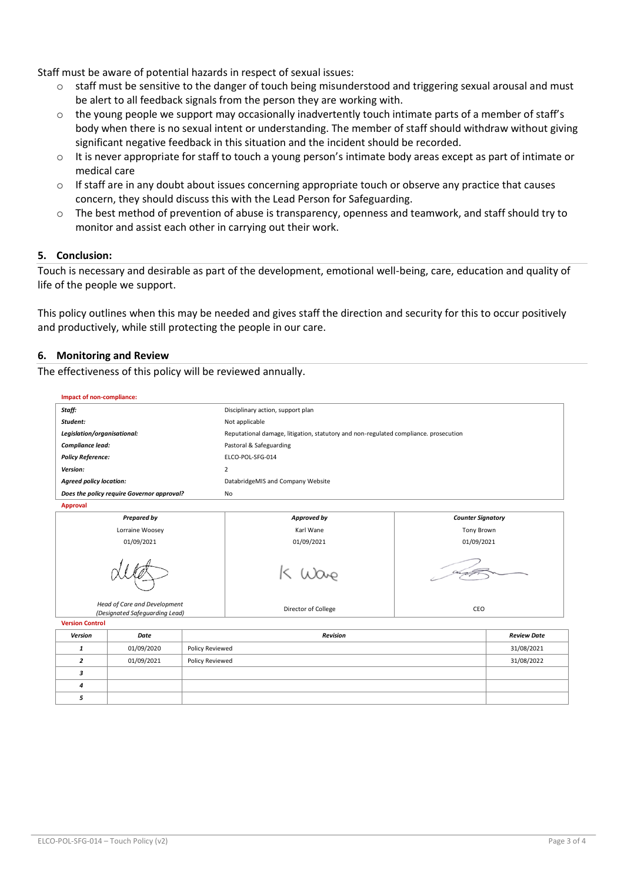Staff must be aware of potential hazards in respect of sexual issues:

- staff must be sensitive to the danger of touch being misunderstood and triggering sexual arousal and must be alert to all feedback signals from the person they are working with.
- the young people we support may occasionally inadvertently touch intimate parts of a member of staff's body when there is no sexual intent or understanding. The member of staff should withdraw without giving significant negative feedback in this situation and the incident should be recorded.
- It is never appropriate for staff to touch a young person's intimate body areas except as part of intimate or medical care
- If staff are in any doubt about issues concerning appropriate touch or observe any practice that causes concern, they should discuss this with the Lead Person for Safeguarding.
- The best method of prevention of abuse is transparency, openness and teamwork, and staff should try to monitor and assist each other in carrying out their work.

## 5. Conclusion:

Touch is necessary and desirable as part of the development, emotional well-being, care, education and quality of life of the people we support.

This policy outlines when this may be needed and gives staff the direction and security for this to occur positively and productively, while still protecting the people in our care.

## 6. Monitoring and Review

The effectiveness of this policy will be reviewed annually.

**Impact of non-compliance:**

| | |
|---|---|
| ***Staff:*** | Disciplinary action, support plan |
| ***Student:*** | Not applicable |
| ***Legislation/organisational:*** | Reputational damage, litigation, statutory and non-regulated compliance. prosecution |
| ***Compliance lead:*** | Pastoral & Safeguarding |
| ***Policy Reference:*** | ELCO-POL-SFG-014 |
| ***Version:*** | 2 |
| ***Agreed policy location:*** | DatabridgeMIS and Company Website |
| ***Does the policy require Governor approval?*** | No |

**Approval**

| ***Prepared by*** | ***Approved by*** | ***Counter Signatory*** |
|---|---|---|
| Lorraine Woosey | Karl Wane | Tony Brown |
| 01/09/2021 | 01/09/2021 | 01/09/2021 |
| [signature] | K Wane | [signature] |
| *Head of Care and Development (Designated Safeguarding Lead)* | Director of College | CEO |

**Version Control**

| ***Version*** | ***Date*** | ***Revision*** | ***Review Date*** |
|---|---|---|---|
| ***1*** | 01/09/2020 | Policy Reviewed | 31/08/2021 |
| ***2*** | 01/09/2021 | Policy Reviewed | 31/08/2022 |
| ***3*** | | | |
| ***4*** | | | |
| ***5*** | | | |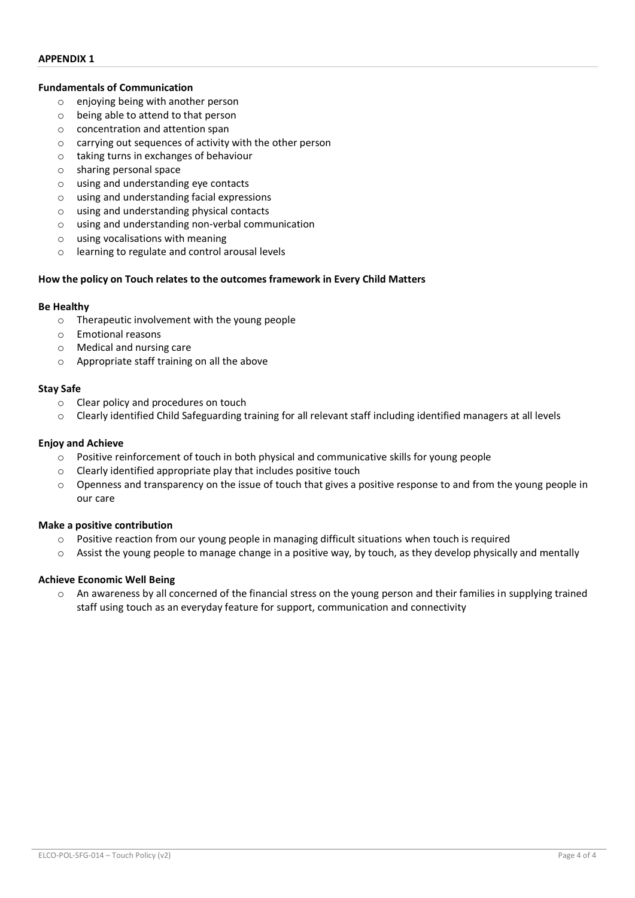**APPENDIX 1**

**Fundamentals of Communication**

- enjoying being with another person
- being able to attend to that person
- concentration and attention span
- carrying out sequences of activity with the other person
- taking turns in exchanges of behaviour
- sharing personal space
- using and understanding eye contacts
- using and understanding facial expressions
- using and understanding physical contacts
- using and understanding non-verbal communication
- using vocalisations with meaning
- learning to regulate and control arousal levels

**How the policy on Touch relates to the outcomes framework in Every Child Matters**

**Be Healthy**

- Therapeutic involvement with the young people
- Emotional reasons
- Medical and nursing care
- Appropriate staff training on all the above

**Stay Safe**

- Clear policy and procedures on touch
- Clearly identified Child Safeguarding training for all relevant staff including identified managers at all levels

**Enjoy and Achieve**

- Positive reinforcement of touch in both physical and communicative skills for young people
- Clearly identified appropriate play that includes positive touch
- Openness and transparency on the issue of touch that gives a positive response to and from the young people in our care

**Make a positive contribution**

- Positive reaction from our young people in managing difficult situations when touch is required
- Assist the young people to manage change in a positive way, by touch, as they develop physically and mentally

**Achieve Economic Well Being**

- An awareness by all concerned of the financial stress on the young person and their families in supplying trained staff using touch as an everyday feature for support, communication and connectivity